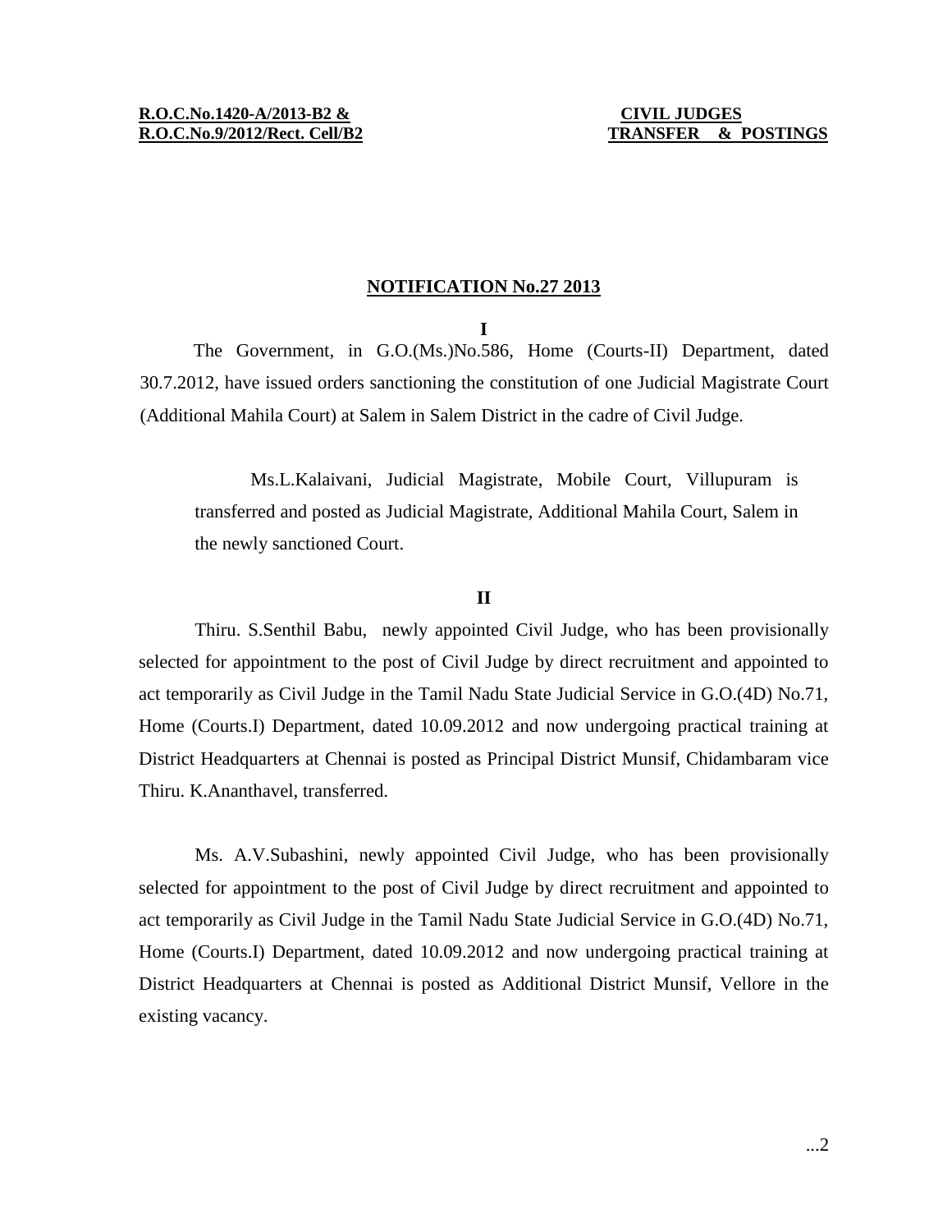**R.O.C.No.1420-A/2013-B2 &**
**R.O.C.No.9/2012/Rect. Cell/B2**

**CIVIL JUDGES**
**TRANSFER & POSTINGS**

## NOTIFICATION No.27 2013

**I**

The Government, in G.O.(Ms.)No.586, Home (Courts-II) Department, dated 30.7.2012, have issued orders sanctioning the constitution of one Judicial Magistrate Court (Additional Mahila Court) at Salem in Salem District in the cadre of Civil Judge.

Ms.L.Kalaivani, Judicial Magistrate, Mobile Court, Villupuram is transferred and posted as Judicial Magistrate, Additional Mahila Court, Salem in the newly sanctioned Court.

**II**

Thiru. S.Senthil Babu, newly appointed Civil Judge, who has been provisionally selected for appointment to the post of Civil Judge by direct recruitment and appointed to act temporarily as Civil Judge in the Tamil Nadu State Judicial Service in G.O.(4D) No.71, Home (Courts.I) Department, dated 10.09.2012 and now undergoing practical training at District Headquarters at Chennai is posted as Principal District Munsif, Chidambaram vice Thiru. K.Ananthavel, transferred.

Ms. A.V.Subashini, newly appointed Civil Judge, who has been provisionally selected for appointment to the post of Civil Judge by direct recruitment and appointed to act temporarily as Civil Judge in the Tamil Nadu State Judicial Service in G.O.(4D) No.71, Home (Courts.I) Department, dated 10.09.2012 and now undergoing practical training at District Headquarters at Chennai is posted as Additional District Munsif, Vellore in the existing vacancy.

...2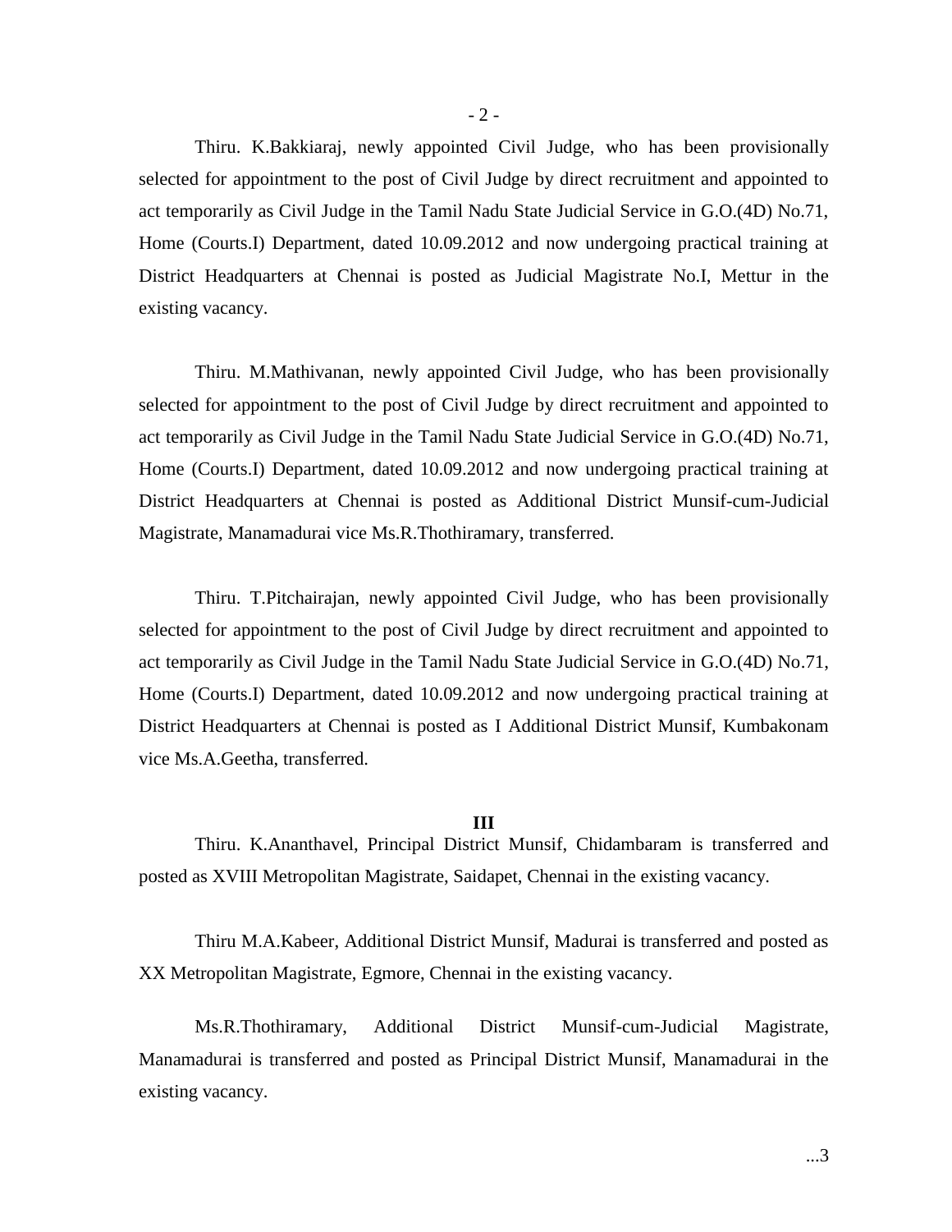Thiru. K.Bakkiaraj, newly appointed Civil Judge, who has been provisionally selected for appointment to the post of Civil Judge by direct recruitment and appointed to act temporarily as Civil Judge in the Tamil Nadu State Judicial Service in G.O.(4D) No.71, Home (Courts.I) Department, dated 10.09.2012 and now undergoing practical training at District Headquarters at Chennai is posted as Judicial Magistrate No.I, Mettur in the existing vacancy.

Thiru. M.Mathivanan, newly appointed Civil Judge, who has been provisionally selected for appointment to the post of Civil Judge by direct recruitment and appointed to act temporarily as Civil Judge in the Tamil Nadu State Judicial Service in G.O.(4D) No.71, Home (Courts.I) Department, dated 10.09.2012 and now undergoing practical training at District Headquarters at Chennai is posted as Additional District Munsif-cum-Judicial Magistrate, Manamadurai vice Ms.R.Thothiramary, transferred.

Thiru. T.Pitchairajan, newly appointed Civil Judge, who has been provisionally selected for appointment to the post of Civil Judge by direct recruitment and appointed to act temporarily as Civil Judge in the Tamil Nadu State Judicial Service in G.O.(4D) No.71, Home (Courts.I) Department, dated 10.09.2012 and now undergoing practical training at District Headquarters at Chennai is posted as I Additional District Munsif, Kumbakonam vice Ms.A.Geetha, transferred.

**III**

Thiru. K.Ananthavel, Principal District Munsif, Chidambaram is transferred and posted as XVIII Metropolitan Magistrate, Saidapet, Chennai in the existing vacancy.

Thiru M.A.Kabeer, Additional District Munsif, Madurai is transferred and posted as XX Metropolitan Magistrate, Egmore, Chennai in the existing vacancy.

Ms.R.Thothiramary, Additional District Munsif-cum-Judicial Magistrate, Manamadurai is transferred and posted as Principal District Munsif, Manamadurai in the existing vacancy.

...3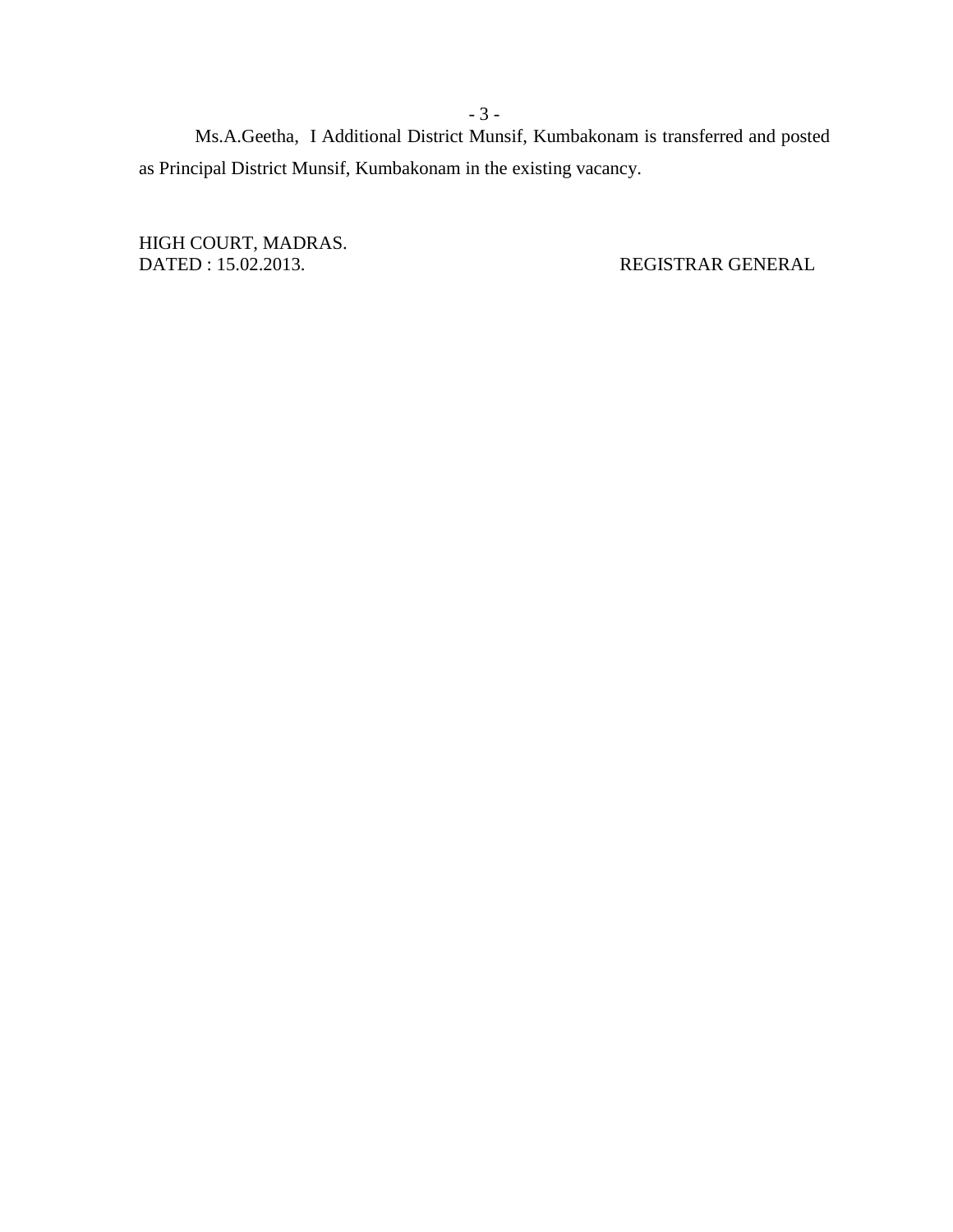Ms.A.Geetha, I Additional District Munsif, Kumbakonam is transferred and posted as Principal District Munsif, Kumbakonam in the existing vacancy.

HIGH COURT, MADRAS.
DATED : 15.02.2013.

REGISTRAR GENERAL